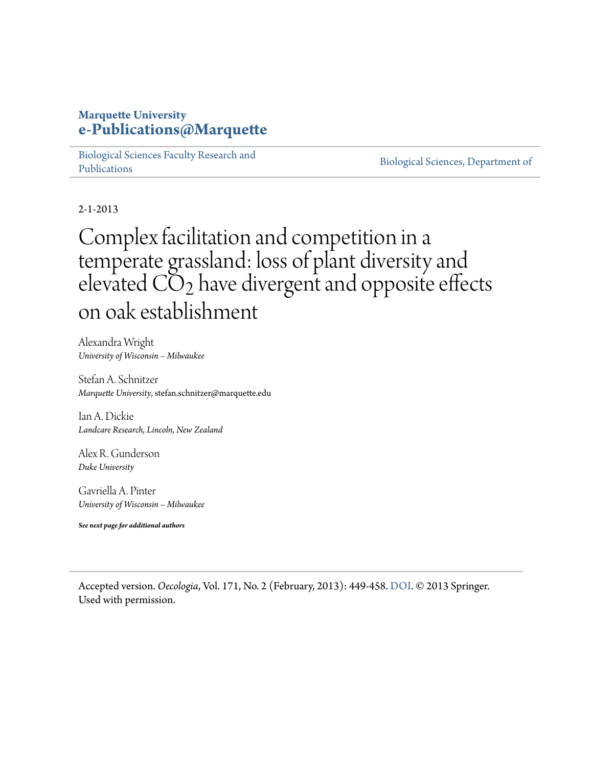**Marquette University**
**e-Publications@Marquette**

Biological Sciences Faculty Research and Publications | Biological Sciences, Department of

2-1-2013

# Complex facilitation and competition in a temperate grassland: loss of plant diversity and elevated $CO_2$ have divergent and opposite effects on oak establishment

Alexandra Wright
*University of Wisconsin – Milwaukee*

Stefan A. Schnitzer
*Marquette University*, stefan.schnitzer@marquette.edu

Ian A. Dickie
*Landcare Research, Lincoln, New Zealand*

Alex R. Gunderson
*Duke University*

Gavriella A. Pinter
*University of Wisconsin – Milwaukee*

***See next page for additional authors***

Accepted version. *Oecologia*, Vol. 171, No. 2 (February, 2013): 449-458. DOI. © 2013 Springer. Used with permission.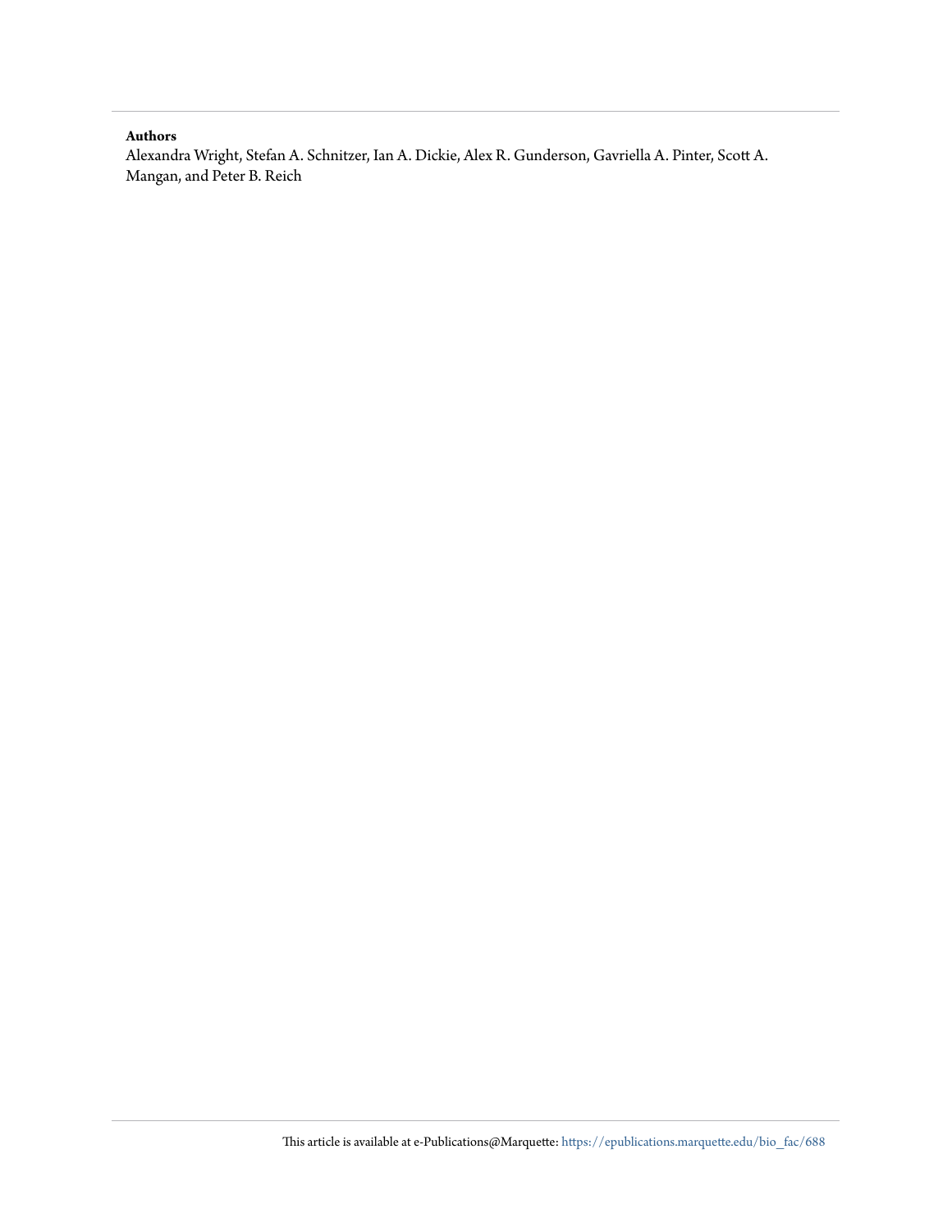**Authors**

Alexandra Wright, Stefan A. Schnitzer, Ian A. Dickie, Alex R. Gunderson, Gavriella A. Pinter, Scott A. Mangan, and Peter B. Reich

This article is available at e-Publications@Marquette: https://epublications.marquette.edu/bio_fac/688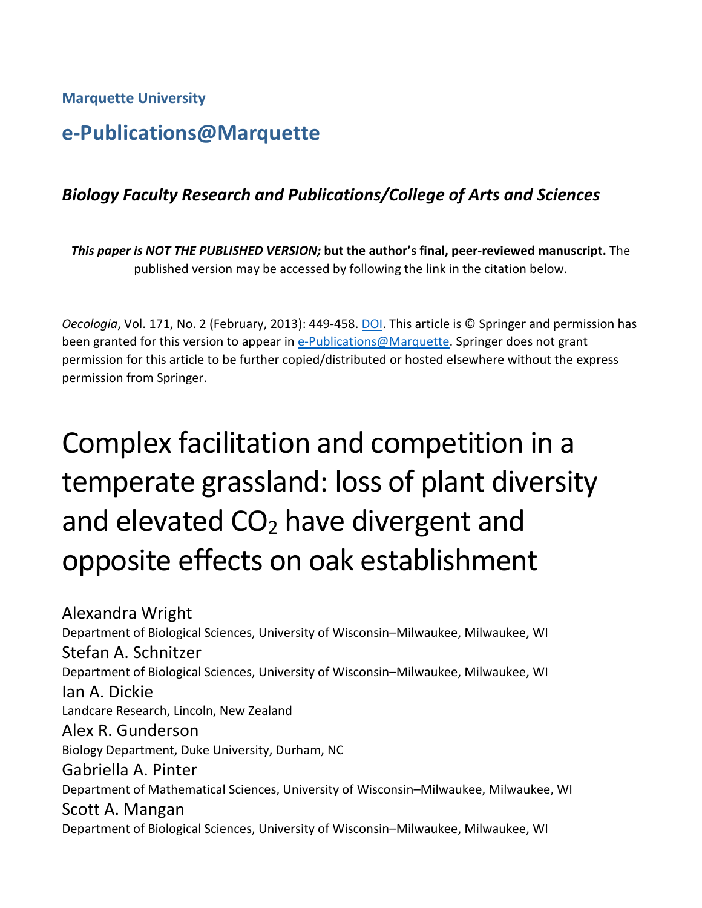Marquette University

# e-Publications@Marquette

### *Biology Faculty Research and Publications/College of Arts and Sciences*

***This paper is NOT THE PUBLISHED VERSION;* but the author's final, peer-reviewed manuscript.** The published version may be accessed by following the link in the citation below.

*Oecologia*, Vol. 171, No. 2 (February, 2013): 449-458. DOI. This article is © Springer and permission has been granted for this version to appear in e-Publications@Marquette. Springer does not grant permission for this article to be further copied/distributed or hosted elsewhere without the express permission from Springer.

# Complex facilitation and competition in a temperate grassland: loss of plant diversity and elevated $CO_2$ have divergent and opposite effects on oak establishment

Alexandra Wright
Department of Biological Sciences, University of Wisconsin–Milwaukee, Milwaukee, WI

Stefan A. Schnitzer
Department of Biological Sciences, University of Wisconsin–Milwaukee, Milwaukee, WI

Ian A. Dickie
Landcare Research, Lincoln, New Zealand

Alex R. Gunderson
Biology Department, Duke University, Durham, NC

Gabriella A. Pinter
Department of Mathematical Sciences, University of Wisconsin–Milwaukee, Milwaukee, WI

Scott A. Mangan
Department of Biological Sciences, University of Wisconsin–Milwaukee, Milwaukee, WI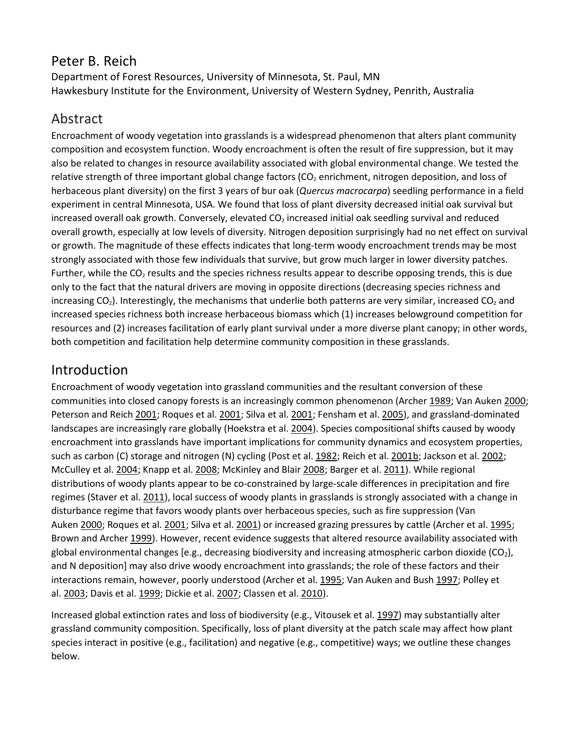Peter B. Reich

Department of Forest Resources, University of Minnesota, St. Paul, MN

Hawkesbury Institute for the Environment, University of Western Sydney, Penrith, Australia

## Abstract

Encroachment of woody vegetation into grasslands is a widespread phenomenon that alters plant community composition and ecosystem function. Woody encroachment is often the result of fire suppression, but it may also be related to changes in resource availability associated with global environmental change. We tested the relative strength of three important global change factors ($CO_2$ enrichment, nitrogen deposition, and loss of herbaceous plant diversity) on the first 3 years of bur oak (*Quercus macrocarpa*) seedling performance in a field experiment in central Minnesota, USA. We found that loss of plant diversity decreased initial oak survival but increased overall oak growth. Conversely, elevated $CO_2$ increased initial oak seedling survival and reduced overall growth, especially at low levels of diversity. Nitrogen deposition surprisingly had no net effect on survival or growth. The magnitude of these effects indicates that long-term woody encroachment trends may be most strongly associated with those few individuals that survive, but grow much larger in lower diversity patches. Further, while the $CO_2$ results and the species richness results appear to describe opposing trends, this is due only to the fact that the natural drivers are moving in opposite directions (decreasing species richness and increasing $CO_2$). Interestingly, the mechanisms that underlie both patterns are very similar, increased $CO_2$ and increased species richness both increase herbaceous biomass which (1) increases belowground competition for resources and (2) increases facilitation of early plant survival under a more diverse plant canopy; in other words, both competition and facilitation help determine community composition in these grasslands.

## Introduction

Encroachment of woody vegetation into grassland communities and the resultant conversion of these communities into closed canopy forests is an increasingly common phenomenon (Archer 1989; Van Auken 2000; Peterson and Reich 2001; Roques et al. 2001; Silva et al. 2001; Fensham et al. 2005), and grassland-dominated landscapes are increasingly rare globally (Hoekstra et al. 2004). Species compositional shifts caused by woody encroachment into grasslands have important implications for community dynamics and ecosystem properties, such as carbon (C) storage and nitrogen (N) cycling (Post et al. 1982; Reich et al. 2001b; Jackson et al. 2002; McCulley et al. 2004; Knapp et al. 2008; McKinley and Blair 2008; Barger et al. 2011). While regional distributions of woody plants appear to be co-constrained by large-scale differences in precipitation and fire regimes (Staver et al. 2011), local success of woody plants in grasslands is strongly associated with a change in disturbance regime that favors woody plants over herbaceous species, such as fire suppression (Van Auken 2000; Roques et al. 2001; Silva et al. 2001) or increased grazing pressures by cattle (Archer et al. 1995; Brown and Archer 1999). However, recent evidence suggests that altered resource availability associated with global environmental changes [e.g., decreasing biodiversity and increasing atmospheric carbon dioxide ($CO_2$), and N deposition] may also drive woody encroachment into grasslands; the role of these factors and their interactions remain, however, poorly understood (Archer et al. 1995; Van Auken and Bush 1997; Polley et al. 2003; Davis et al. 1999; Dickie et al. 2007; Classen et al. 2010).

Increased global extinction rates and loss of biodiversity (e.g., Vitousek et al. 1997) may substantially alter grassland community composition. Specifically, loss of plant diversity at the patch scale may affect how plant species interact in positive (e.g., facilitation) and negative (e.g., competitive) ways; we outline these changes below.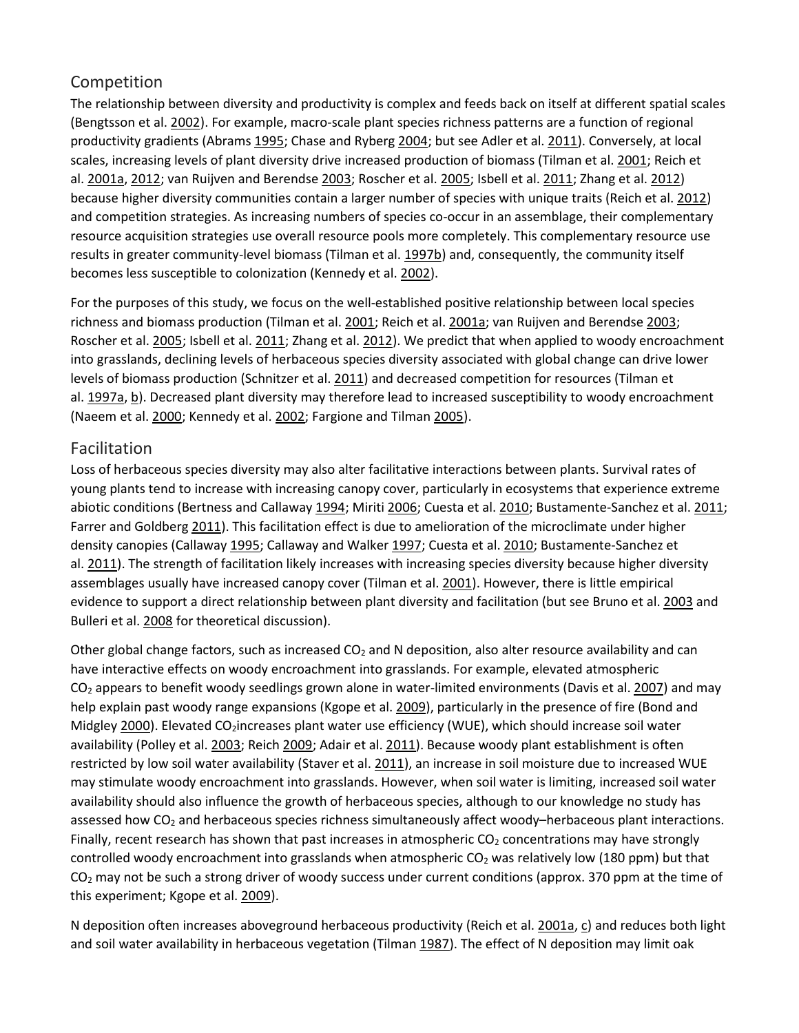## Competition

The relationship between diversity and productivity is complex and feeds back on itself at different spatial scales (Bengtsson et al. 2002). For example, macro-scale plant species richness patterns are a function of regional productivity gradients (Abrams 1995; Chase and Ryberg 2004; but see Adler et al. 2011). Conversely, at local scales, increasing levels of plant diversity drive increased production of biomass (Tilman et al. 2001; Reich et al. 2001a, 2012; van Ruijven and Berendse 2003; Roscher et al. 2005; Isbell et al. 2011; Zhang et al. 2012) because higher diversity communities contain a larger number of species with unique traits (Reich et al. 2012) and competition strategies. As increasing numbers of species co-occur in an assemblage, their complementary resource acquisition strategies use overall resource pools more completely. This complementary resource use results in greater community-level biomass (Tilman et al. 1997b) and, consequently, the community itself becomes less susceptible to colonization (Kennedy et al. 2002).

For the purposes of this study, we focus on the well-established positive relationship between local species richness and biomass production (Tilman et al. 2001; Reich et al. 2001a; van Ruijven and Berendse 2003; Roscher et al. 2005; Isbell et al. 2011; Zhang et al. 2012). We predict that when applied to woody encroachment into grasslands, declining levels of herbaceous species diversity associated with global change can drive lower levels of biomass production (Schnitzer et al. 2011) and decreased competition for resources (Tilman et al. 1997a, b). Decreased plant diversity may therefore lead to increased susceptibility to woody encroachment (Naeem et al. 2000; Kennedy et al. 2002; Fargione and Tilman 2005).

## Facilitation

Loss of herbaceous species diversity may also alter facilitative interactions between plants. Survival rates of young plants tend to increase with increasing canopy cover, particularly in ecosystems that experience extreme abiotic conditions (Bertness and Callaway 1994; Miriti 2006; Cuesta et al. 2010; Bustamente-Sanchez et al. 2011; Farrer and Goldberg 2011). This facilitation effect is due to amelioration of the microclimate under higher density canopies (Callaway 1995; Callaway and Walker 1997; Cuesta et al. 2010; Bustamente-Sanchez et al. 2011). The strength of facilitation likely increases with increasing species diversity because higher diversity assemblages usually have increased canopy cover (Tilman et al. 2001). However, there is little empirical evidence to support a direct relationship between plant diversity and facilitation (but see Bruno et al. 2003 and Bulleri et al. 2008 for theoretical discussion).

Other global change factors, such as increased $CO_2$ and N deposition, also alter resource availability and can have interactive effects on woody encroachment into grasslands. For example, elevated atmospheric $CO_2$ appears to benefit woody seedlings grown alone in water-limited environments (Davis et al. 2007) and may help explain past woody range expansions (Kgope et al. 2009), particularly in the presence of fire (Bond and Midgley 2000). Elevated $CO_2$increases plant water use efficiency (WUE), which should increase soil water availability (Polley et al. 2003; Reich 2009; Adair et al. 2011). Because woody plant establishment is often restricted by low soil water availability (Staver et al. 2011), an increase in soil moisture due to increased WUE may stimulate woody encroachment into grasslands. However, when soil water is limiting, increased soil water availability should also influence the growth of herbaceous species, although to our knowledge no study has assessed how $CO_2$ and herbaceous species richness simultaneously affect woody–herbaceous plant interactions. Finally, recent research has shown that past increases in atmospheric $CO_2$ concentrations may have strongly controlled woody encroachment into grasslands when atmospheric $CO_2$ was relatively low (180 ppm) but that $CO_2$ may not be such a strong driver of woody success under current conditions (approx. 370 ppm at the time of this experiment; Kgope et al. 2009).

N deposition often increases aboveground herbaceous productivity (Reich et al. 2001a, c) and reduces both light and soil water availability in herbaceous vegetation (Tilman 1987). The effect of N deposition may limit oak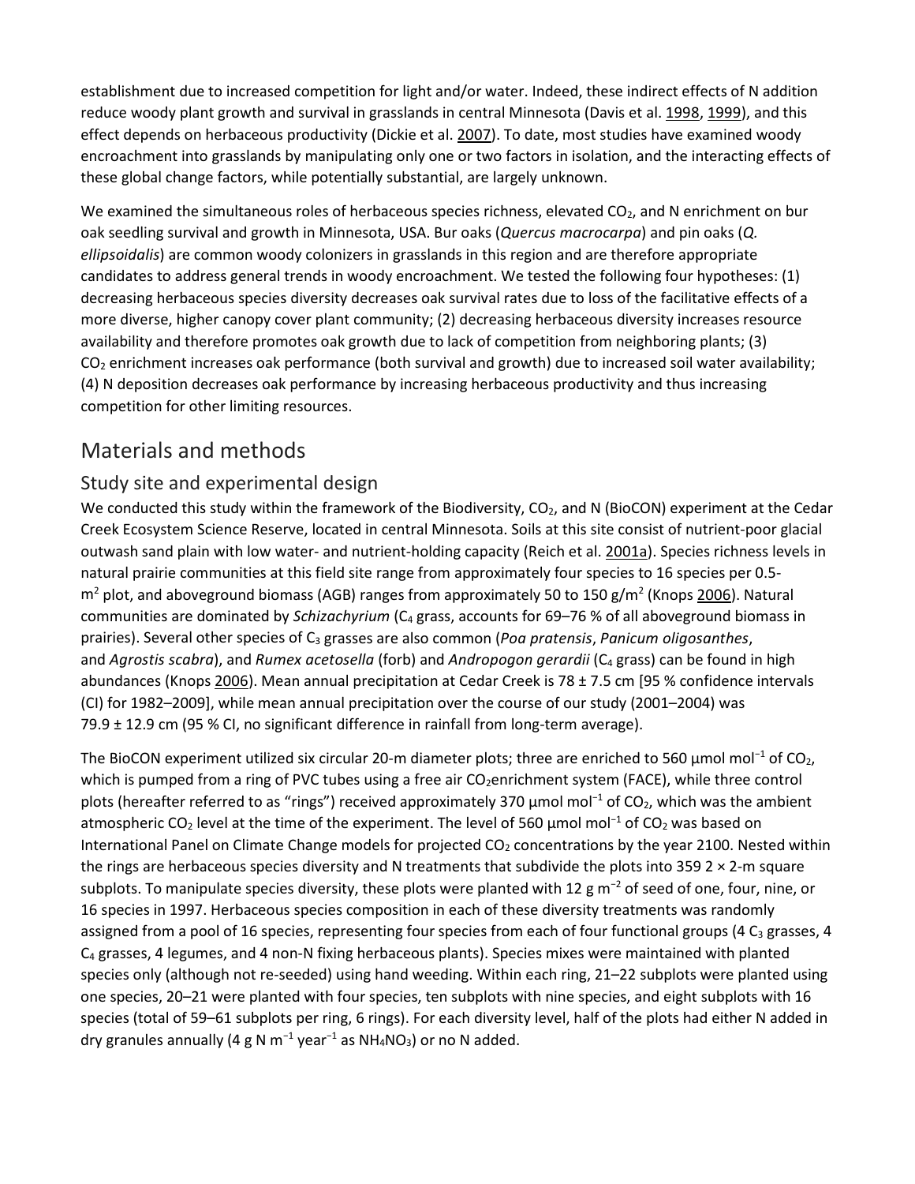establishment due to increased competition for light and/or water. Indeed, these indirect effects of N addition reduce woody plant growth and survival in grasslands in central Minnesota (Davis et al. 1998, 1999), and this effect depends on herbaceous productivity (Dickie et al. 2007). To date, most studies have examined woody encroachment into grasslands by manipulating only one or two factors in isolation, and the interacting effects of these global change factors, while potentially substantial, are largely unknown.

We examined the simultaneous roles of herbaceous species richness, elevated $CO_2$, and N enrichment on bur oak seedling survival and growth in Minnesota, USA. Bur oaks (*Quercus macrocarpa*) and pin oaks (*Q. ellipsoidalis*) are common woody colonizers in grasslands in this region and are therefore appropriate candidates to address general trends in woody encroachment. We tested the following four hypotheses: (1) decreasing herbaceous species diversity decreases oak survival rates due to loss of the facilitative effects of a more diverse, higher canopy cover plant community; (2) decreasing herbaceous diversity increases resource availability and therefore promotes oak growth due to lack of competition from neighboring plants; (3) $CO_2$ enrichment increases oak performance (both survival and growth) due to increased soil water availability; (4) N deposition decreases oak performance by increasing herbaceous productivity and thus increasing competition for other limiting resources.

# Materials and methods

## Study site and experimental design

We conducted this study within the framework of the Biodiversity, $CO_2$, and N (BioCON) experiment at the Cedar Creek Ecosystem Science Reserve, located in central Minnesota. Soils at this site consist of nutrient-poor glacial outwash sand plain with low water- and nutrient-holding capacity (Reich et al. 2001a). Species richness levels in natural prairie communities at this field site range from approximately four species to 16 species per 0.5-$m^2$ plot, and aboveground biomass (AGB) ranges from approximately 50 to 150 $g/m^2$ (Knops 2006). Natural communities are dominated by *Schizachyrium* ($C_4$ grass, accounts for 69–76 % of all aboveground biomass in prairies). Several other species of $C_3$ grasses are also common (*Poa pratensis*, *Panicum oligosanthes*, and *Agrostis scabra*), and *Rumex acetosella* (forb) and *Andropogon gerardii* ($C_4$ grass) can be found in high abundances (Knops 2006). Mean annual precipitation at Cedar Creek is 78 ± 7.5 cm [95 % confidence intervals (CI) for 1982–2009], while mean annual precipitation over the course of our study (2001–2004) was 79.9 ± 12.9 cm (95 % CI, no significant difference in rainfall from long-term average).

The BioCON experiment utilized six circular 20-m diameter plots; three are enriched to 560 $\mu mol\ mol^{-1}$ of $CO_2$, which is pumped from a ring of PVC tubes using a free air $CO_2$enrichment system (FACE), while three control plots (hereafter referred to as "rings") received approximately 370 $\mu mol\ mol^{-1}$ of $CO_2$, which was the ambient atmospheric $CO_2$ level at the time of the experiment. The level of 560 $\mu mol\ mol^{-1}$ of $CO_2$ was based on International Panel on Climate Change models for projected $CO_2$ concentrations by the year 2100. Nested within the rings are herbaceous species diversity and N treatments that subdivide the plots into 359 2 × 2-m square subplots. To manipulate species diversity, these plots were planted with 12 $g\ m^{-2}$ of seed of one, four, nine, or 16 species in 1997. Herbaceous species composition in each of these diversity treatments was randomly assigned from a pool of 16 species, representing four species from each of four functional groups (4 $C_3$ grasses, 4 $C_4$ grasses, 4 legumes, and 4 non-N fixing herbaceous plants). Species mixes were maintained with planted species only (although not re-seeded) using hand weeding. Within each ring, 21–22 subplots were planted using one species, 20–21 were planted with four species, ten subplots with nine species, and eight subplots with 16 species (total of 59–61 subplots per ring, 6 rings). For each diversity level, half of the plots had either N added in dry granules annually (4 $g\ N\ m^{-1}\ year^{-1}$ as $NH_4NO_3$) or no N added.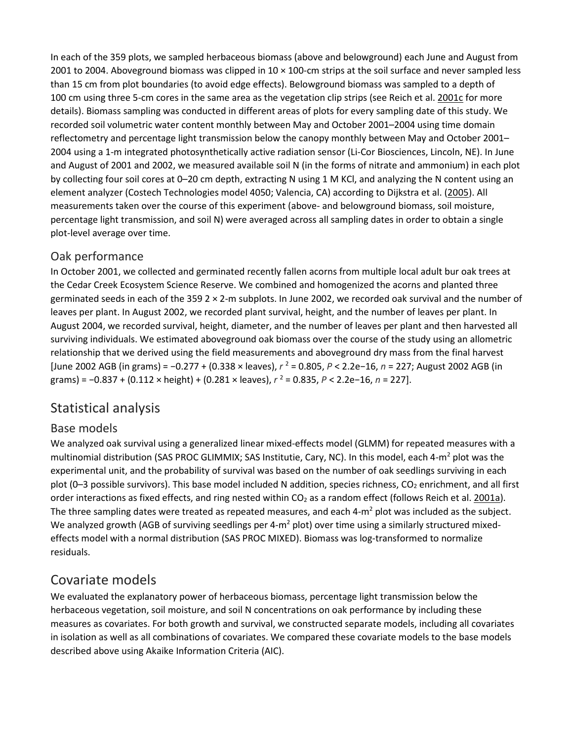In each of the 359 plots, we sampled herbaceous biomass (above and belowground) each June and August from 2001 to 2004. Aboveground biomass was clipped in 10 × 100-cm strips at the soil surface and never sampled less than 15 cm from plot boundaries (to avoid edge effects). Belowground biomass was sampled to a depth of 100 cm using three 5-cm cores in the same area as the vegetation clip strips (see Reich et al. 2001c for more details). Biomass sampling was conducted in different areas of plots for every sampling date of this study. We recorded soil volumetric water content monthly between May and October 2001–2004 using time domain reflectometry and percentage light transmission below the canopy monthly between May and October 2001–2004 using a 1-m integrated photosynthetically active radiation sensor (Li-Cor Biosciences, Lincoln, NE). In June and August of 2001 and 2002, we measured available soil N (in the forms of nitrate and ammonium) in each plot by collecting four soil cores at 0–20 cm depth, extracting N using 1 M KCl, and analyzing the N content using an element analyzer (Costech Technologies model 4050; Valencia, CA) according to Dijkstra et al. (2005). All measurements taken over the course of this experiment (above- and belowground biomass, soil moisture, percentage light transmission, and soil N) were averaged across all sampling dates in order to obtain a single plot-level average over time.

### Oak performance

In October 2001, we collected and germinated recently fallen acorns from multiple local adult bur oak trees at the Cedar Creek Ecosystem Science Reserve. We combined and homogenized the acorns and planted three germinated seeds in each of the 359 2 × 2-m subplots. In June 2002, we recorded oak survival and the number of leaves per plant. In August 2002, we recorded plant survival, height, and the number of leaves per plant. In August 2004, we recorded survival, height, diameter, and the number of leaves per plant and then harvested all surviving individuals. We estimated aboveground oak biomass over the course of the study using an allometric relationship that we derived using the field measurements and aboveground dry mass from the final harvest [June 2002 AGB (in grams) = −0.277 + (0.338 × leaves), $r^2 = 0.805$, $P < 2.2\text{e}{-16}$, $n = 227$; August 2002 AGB (in grams) = −0.837 + (0.112 × height) + (0.281 × leaves), $r^2 = 0.835$, $P < 2.2\text{e}{-16}$, $n = 227$].

## Statistical analysis

### Base models

We analyzed oak survival using a generalized linear mixed-effects model (GLMM) for repeated measures with a multinomial distribution (SAS PROC GLIMMIX; SAS Institutie, Cary, NC). In this model, each 4-$m^2$ plot was the experimental unit, and the probability of survival was based on the number of oak seedlings surviving in each plot (0–3 possible survivors). This base model included N addition, species richness, $CO_2$ enrichment, and all first order interactions as fixed effects, and ring nested within $CO_2$ as a random effect (follows Reich et al. 2001a). The three sampling dates were treated as repeated measures, and each 4-$m^2$ plot was included as the subject. We analyzed growth (AGB of surviving seedlings per 4-$m^2$ plot) over time using a similarly structured mixed-effects model with a normal distribution (SAS PROC MIXED). Biomass was log-transformed to normalize residuals.

## Covariate models

We evaluated the explanatory power of herbaceous biomass, percentage light transmission below the herbaceous vegetation, soil moisture, and soil N concentrations on oak performance by including these measures as covariates. For both growth and survival, we constructed separate models, including all covariates in isolation as well as all combinations of covariates. We compared these covariate models to the base models described above using Akaike Information Criteria (AIC).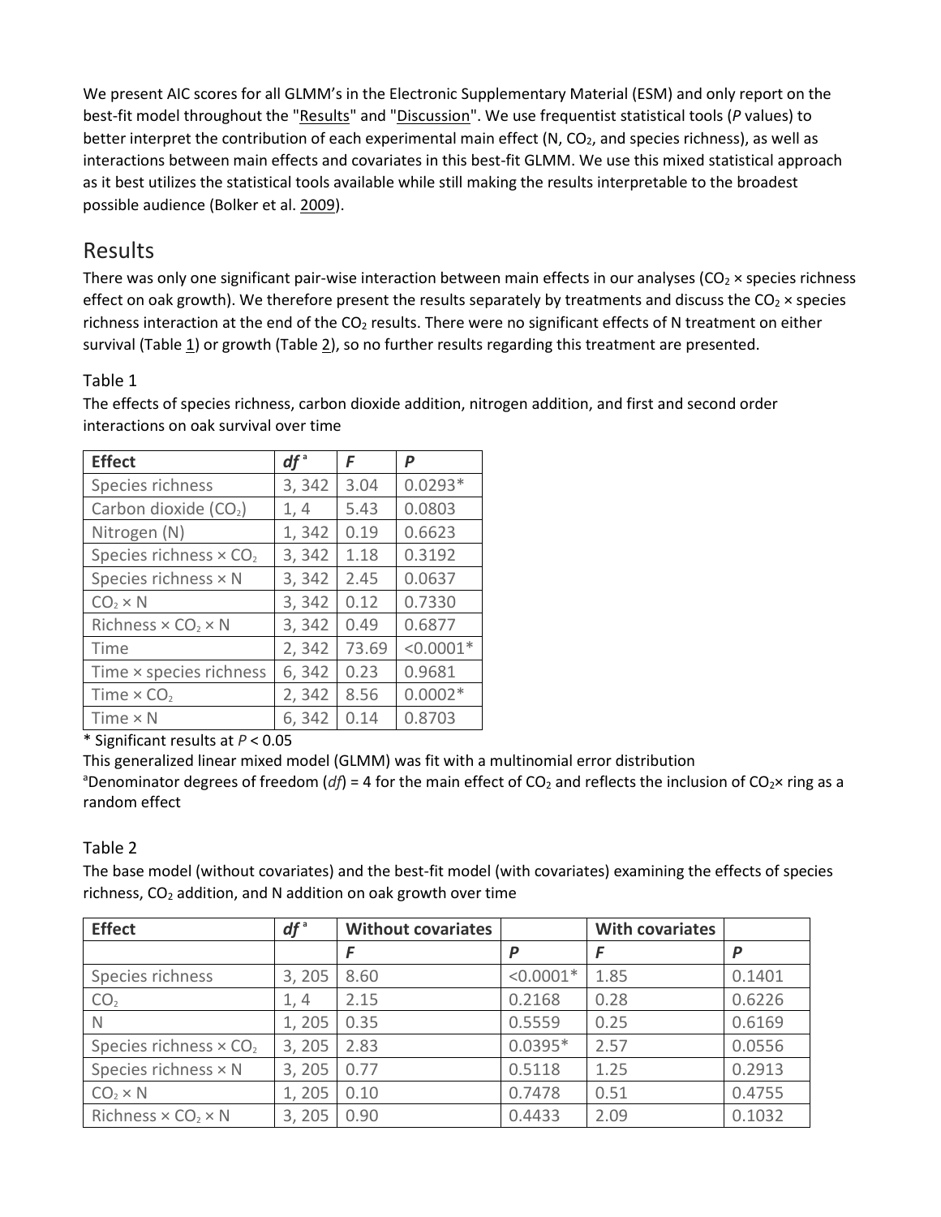We present AIC scores for all GLMM's in the Electronic Supplementary Material (ESM) and only report on the best-fit model throughout the "Results" and "Discussion". We use frequentist statistical tools (*P* values) to better interpret the contribution of each experimental main effect (N, $CO_2$, and species richness), as well as interactions between main effects and covariates in this best-fit GLMM. We use this mixed statistical approach as it best utilizes the statistical tools available while still making the results interpretable to the broadest possible audience (Bolker et al. 2009).

## Results

There was only one significant pair-wise interaction between main effects in our analyses ($CO_2$ × species richness effect on oak growth). We therefore present the results separately by treatments and discuss the $CO_2$ × species richness interaction at the end of the $CO_2$ results. There were no significant effects of N treatment on either survival (Table 1) or growth (Table 2), so no further results regarding this treatment are presented.

Table 1

The effects of species richness, carbon dioxide addition, nitrogen addition, and first and second order interactions on oak survival over time

| Effect | *df* [a] | *F* | *P* |
|---|---|---|---|
| Species richness | 3, 342 | 3.04 | 0.0293* |
| Carbon dioxide ($CO_2$) | 1, 4 | 5.43 | 0.0803 |
| Nitrogen (N) | 1, 342 | 0.19 | 0.6623 |
| Species richness × $CO_2$ | 3, 342 | 1.18 | 0.3192 |
| Species richness × N | 3, 342 | 2.45 | 0.0637 |
| $CO_2$ × N | 3, 342 | 0.12 | 0.7330 |
| Richness × $CO_2$ × N | 3, 342 | 0.49 | 0.6877 |
| Time | 2, 342 | 73.69 | <0.0001* |
| Time × species richness | 6, 342 | 0.23 | 0.9681 |
| Time × $CO_2$ | 2, 342 | 8.56 | 0.0002* |
| Time × N | 6, 342 | 0.14 | 0.8703 |

\* Significant results at $P < 0.05$

This generalized linear mixed model (GLMM) was fit with a multinomial error distribution

[a]Denominator degrees of freedom (*df*) = 4 for the main effect of $CO_2$ and reflects the inclusion of $CO_2$× ring as a random effect

Table 2

The base model (without covariates) and the best-fit model (with covariates) examining the effects of species richness, $CO_2$ addition, and N addition on oak growth over time

| Effect | *df* [a] | Without covariates | | With covariates | |
|---|---|---|---|---|---|
| | | *F* | *P* | *F* | *P* |
| Species richness | 3, 205 | 8.60 | <0.0001* | 1.85 | 0.1401 |
| $CO_2$ | 1, 4 | 2.15 | 0.2168 | 0.28 | 0.6226 |
| N | 1, 205 | 0.35 | 0.5559 | 0.25 | 0.6169 |
| Species richness × $CO_2$ | 3, 205 | 2.83 | 0.0395* | 2.57 | 0.0556 |
| Species richness × N | 3, 205 | 0.77 | 0.5118 | 1.25 | 0.2913 |
| $CO_2$ × N | 1, 205 | 0.10 | 0.7478 | 0.51 | 0.4755 |
| Richness × $CO_2$ × N | 3, 205 | 0.90 | 0.4433 | 2.09 | 0.1032 |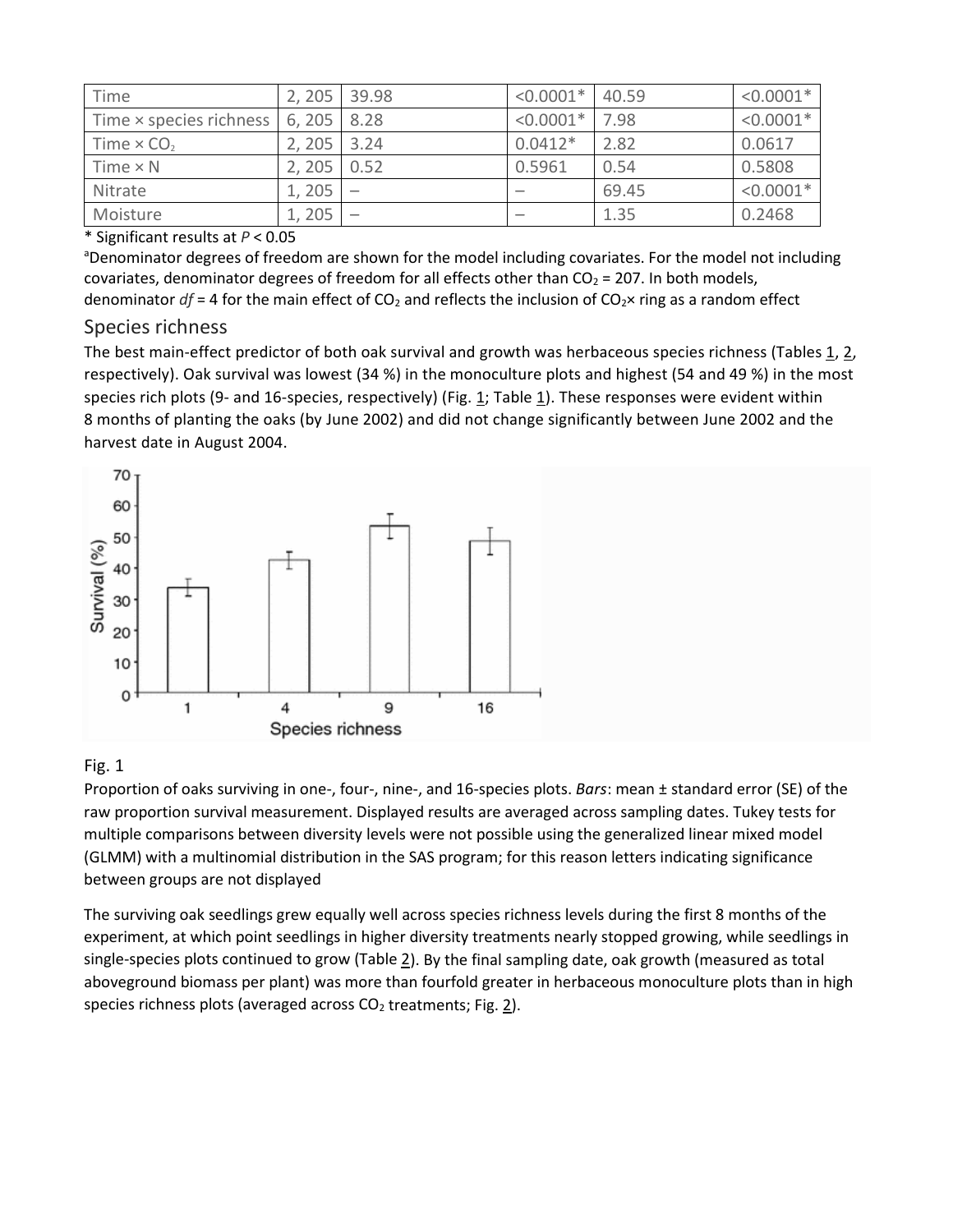| Time | 2, 205 | 39.98 | <0.0001* | 40.59 | <0.0001* |
|---|---|---|---|---|---|
| Time × species richness | 6, 205 | 8.28 | <0.0001* | 7.98 | <0.0001* |
| Time × $CO_2$ | 2, 205 | 3.24 | 0.0412* | 2.82 | 0.0617 |
| Time × N | 2, 205 | 0.52 | 0.5961 | 0.54 | 0.5808 |
| Nitrate | 1, 205 | – | – | 69.45 | <0.0001* |
| Moisture | 1, 205 | – | – | 1.35 | 0.2468 |

* Significant results at $P < 0.05$

[a]Denominator degrees of freedom are shown for the model including covariates. For the model not including covariates, denominator degrees of freedom for all effects other than $CO_2$ = 207. In both models, denominator *df* = 4 for the main effect of $CO_2$ and reflects the inclusion of $CO_2$× ring as a random effect

## Species richness

The best main-effect predictor of both oak survival and growth was herbaceous species richness (Tables 1, 2, respectively). Oak survival was lowest (34 %) in the monoculture plots and highest (54 and 49 %) in the most species rich plots (9- and 16-species, respectively) (Fig. 1; Table 1). These responses were evident within 8 months of planting the oaks (by June 2002) and did not change significantly between June 2002 and the harvest date in August 2004.

Fig. 1

Proportion of oaks surviving in one-, four-, nine-, and 16-species plots. *Bars*: mean ± standard error (SE) of the raw proportion survival measurement. Displayed results are averaged across sampling dates. Tukey tests for multiple comparisons between diversity levels were not possible using the generalized linear mixed model (GLMM) with a multinomial distribution in the SAS program; for this reason letters indicating significance between groups are not displayed

The surviving oak seedlings grew equally well across species richness levels during the first 8 months of the experiment, at which point seedlings in higher diversity treatments nearly stopped growing, while seedlings in single-species plots continued to grow (Table 2). By the final sampling date, oak growth (measured as total aboveground biomass per plant) was more than fourfold greater in herbaceous monoculture plots than in high species richness plots (averaged across $CO_2$ treatments; Fig. 2).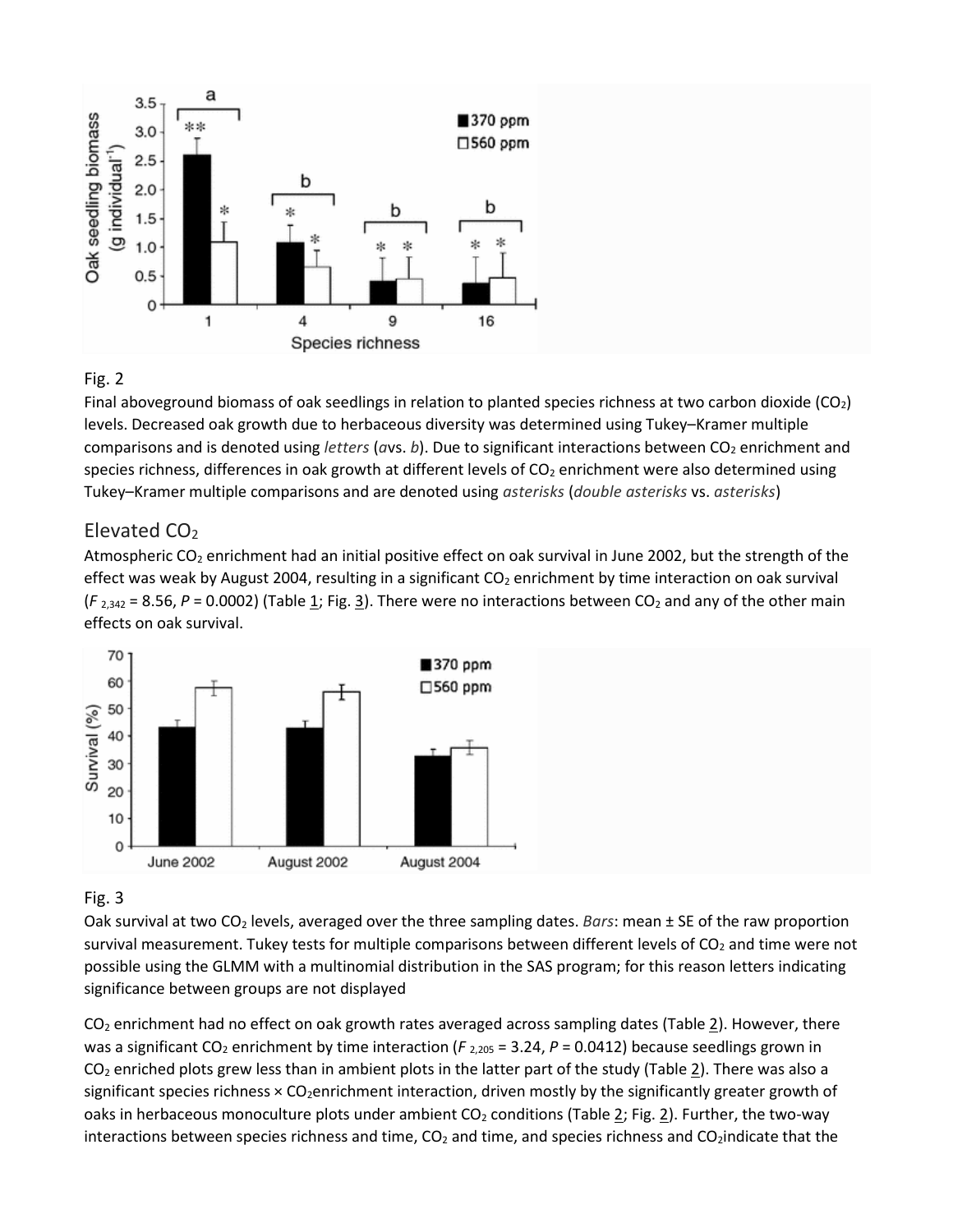Fig. 2

Final aboveground biomass of oak seedlings in relation to planted species richness at two carbon dioxide ($CO_2$) levels. Decreased oak growth due to herbaceous diversity was determined using Tukey–Kramer multiple comparisons and is denoted using *letters* (*a*vs. *b*). Due to significant interactions between $CO_2$ enrichment and species richness, differences in oak growth at different levels of $CO_2$ enrichment were also determined using Tukey–Kramer multiple comparisons and are denoted using *asterisks* (*double asterisks* vs. *asterisks*)

## Elevated $CO_2$

Atmospheric $CO_2$ enrichment had an initial positive effect on oak survival in June 2002, but the strength of the effect was weak by August 2004, resulting in a significant $CO_2$ enrichment by time interaction on oak survival ($F_{2,342} = 8.56$, $P = 0.0002$) (Table 1; Fig. 3). There were no interactions between $CO_2$ and any of the other main effects on oak survival.

Fig. 3

Oak survival at two $CO_2$ levels, averaged over the three sampling dates. *Bars*: mean ± SE of the raw proportion survival measurement. Tukey tests for multiple comparisons between different levels of $CO_2$ and time were not possible using the GLMM with a multinomial distribution in the SAS program; for this reason letters indicating significance between groups are not displayed

$CO_2$ enrichment had no effect on oak growth rates averaged across sampling dates (Table 2). However, there was a significant $CO_2$ enrichment by time interaction ($F_{2,205} = 3.24$, $P = 0.0412$) because seedlings grown in $CO_2$ enriched plots grew less than in ambient plots in the latter part of the study (Table 2). There was also a significant species richness × $CO_2$enrichment interaction, driven mostly by the significantly greater growth of oaks in herbaceous monoculture plots under ambient $CO_2$ conditions (Table 2; Fig. 2). Further, the two-way interactions between species richness and time, $CO_2$ and time, and species richness and $CO_2$indicate that the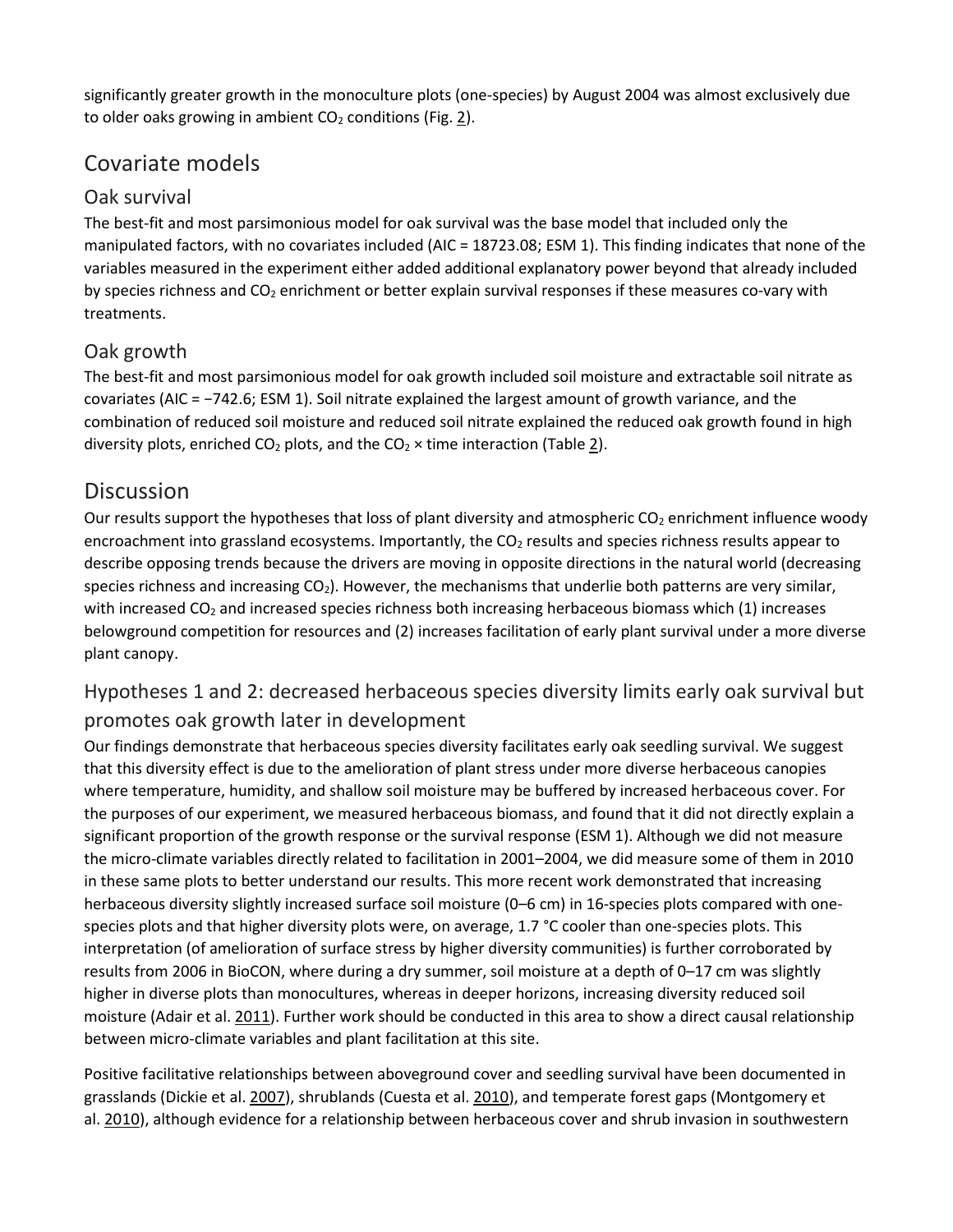significantly greater growth in the monoculture plots (one-species) by August 2004 was almost exclusively due to older oaks growing in ambient $CO_2$ conditions (Fig. 2).

## Covariate models

### Oak survival

The best-fit and most parsimonious model for oak survival was the base model that included only the manipulated factors, with no covariates included (AIC = 18723.08; ESM 1). This finding indicates that none of the variables measured in the experiment either added additional explanatory power beyond that already included by species richness and $CO_2$ enrichment or better explain survival responses if these measures co-vary with treatments.

### Oak growth

The best-fit and most parsimonious model for oak growth included soil moisture and extractable soil nitrate as covariates (AIC = −742.6; ESM 1). Soil nitrate explained the largest amount of growth variance, and the combination of reduced soil moisture and reduced soil nitrate explained the reduced oak growth found in high diversity plots, enriched $CO_2$ plots, and the $CO_2$ × time interaction (Table 2).

## Discussion

Our results support the hypotheses that loss of plant diversity and atmospheric $CO_2$ enrichment influence woody encroachment into grassland ecosystems. Importantly, the $CO_2$ results and species richness results appear to describe opposing trends because the drivers are moving in opposite directions in the natural world (decreasing species richness and increasing $CO_2$). However, the mechanisms that underlie both patterns are very similar, with increased $CO_2$ and increased species richness both increasing herbaceous biomass which (1) increases belowground competition for resources and (2) increases facilitation of early plant survival under a more diverse plant canopy.

### Hypotheses 1 and 2: decreased herbaceous species diversity limits early oak survival but promotes oak growth later in development

Our findings demonstrate that herbaceous species diversity facilitates early oak seedling survival. We suggest that this diversity effect is due to the amelioration of plant stress under more diverse herbaceous canopies where temperature, humidity, and shallow soil moisture may be buffered by increased herbaceous cover. For the purposes of our experiment, we measured herbaceous biomass, and found that it did not directly explain a significant proportion of the growth response or the survival response (ESM 1). Although we did not measure the micro-climate variables directly related to facilitation in 2001–2004, we did measure some of them in 2010 in these same plots to better understand our results. This more recent work demonstrated that increasing herbaceous diversity slightly increased surface soil moisture (0–6 cm) in 16-species plots compared with one-species plots and that higher diversity plots were, on average, 1.7 °C cooler than one-species plots. This interpretation (of amelioration of surface stress by higher diversity communities) is further corroborated by results from 2006 in BioCON, where during a dry summer, soil moisture at a depth of 0–17 cm was slightly higher in diverse plots than monocultures, whereas in deeper horizons, increasing diversity reduced soil moisture (Adair et al. 2011). Further work should be conducted in this area to show a direct causal relationship between micro-climate variables and plant facilitation at this site.

Positive facilitative relationships between aboveground cover and seedling survival have been documented in grasslands (Dickie et al. 2007), shrublands (Cuesta et al. 2010), and temperate forest gaps (Montgomery et al. 2010), although evidence for a relationship between herbaceous cover and shrub invasion in southwestern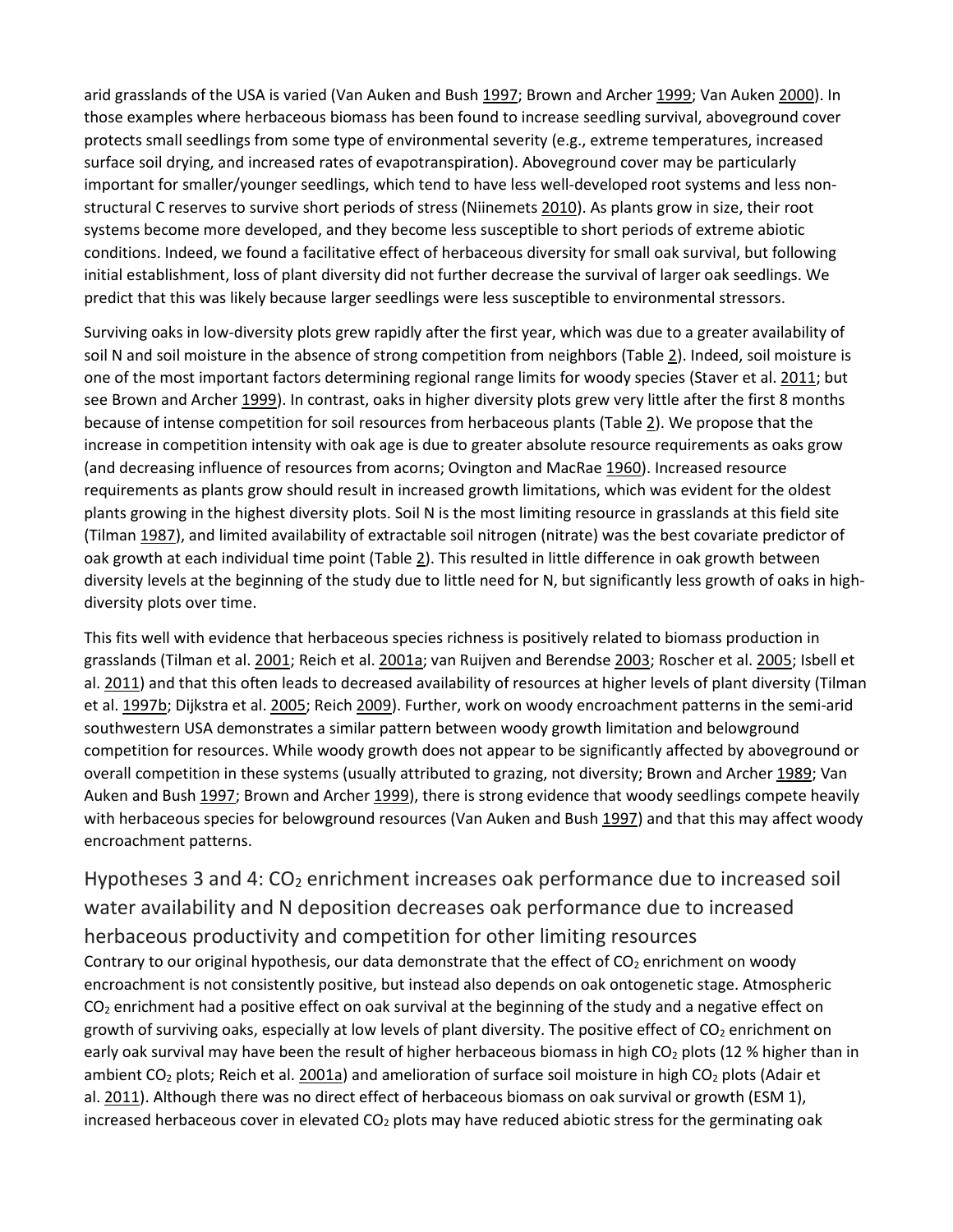arid grasslands of the USA is varied (Van Auken and Bush 1997; Brown and Archer 1999; Van Auken 2000). In those examples where herbaceous biomass has been found to increase seedling survival, aboveground cover protects small seedlings from some type of environmental severity (e.g., extreme temperatures, increased surface soil drying, and increased rates of evapotranspiration). Aboveground cover may be particularly important for smaller/younger seedlings, which tend to have less well-developed root systems and less non-structural C reserves to survive short periods of stress (Niinemets 2010). As plants grow in size, their root systems become more developed, and they become less susceptible to short periods of extreme abiotic conditions. Indeed, we found a facilitative effect of herbaceous diversity for small oak survival, but following initial establishment, loss of plant diversity did not further decrease the survival of larger oak seedlings. We predict that this was likely because larger seedlings were less susceptible to environmental stressors.

Surviving oaks in low-diversity plots grew rapidly after the first year, which was due to a greater availability of soil N and soil moisture in the absence of strong competition from neighbors (Table 2). Indeed, soil moisture is one of the most important factors determining regional range limits for woody species (Staver et al. 2011; but see Brown and Archer 1999). In contrast, oaks in higher diversity plots grew very little after the first 8 months because of intense competition for soil resources from herbaceous plants (Table 2). We propose that the increase in competition intensity with oak age is due to greater absolute resource requirements as oaks grow (and decreasing influence of resources from acorns; Ovington and MacRae 1960). Increased resource requirements as plants grow should result in increased growth limitations, which was evident for the oldest plants growing in the highest diversity plots. Soil N is the most limiting resource in grasslands at this field site (Tilman 1987), and limited availability of extractable soil nitrogen (nitrate) was the best covariate predictor of oak growth at each individual time point (Table 2). This resulted in little difference in oak growth between diversity levels at the beginning of the study due to little need for N, but significantly less growth of oaks in high-diversity plots over time.

This fits well with evidence that herbaceous species richness is positively related to biomass production in grasslands (Tilman et al. 2001; Reich et al. 2001a; van Ruijven and Berendse 2003; Roscher et al. 2005; Isbell et al. 2011) and that this often leads to decreased availability of resources at higher levels of plant diversity (Tilman et al. 1997b; Dijkstra et al. 2005; Reich 2009). Further, work on woody encroachment patterns in the semi-arid southwestern USA demonstrates a similar pattern between woody growth limitation and belowground competition for resources. While woody growth does not appear to be significantly affected by aboveground or overall competition in these systems (usually attributed to grazing, not diversity; Brown and Archer 1989; Van Auken and Bush 1997; Brown and Archer 1999), there is strong evidence that woody seedlings compete heavily with herbaceous species for belowground resources (Van Auken and Bush 1997) and that this may affect woody encroachment patterns.

## Hypotheses 3 and 4: $CO_2$ enrichment increases oak performance due to increased soil water availability and N deposition decreases oak performance due to increased herbaceous productivity and competition for other limiting resources

Contrary to our original hypothesis, our data demonstrate that the effect of $CO_2$ enrichment on woody encroachment is not consistently positive, but instead also depends on oak ontogenetic stage. Atmospheric $CO_2$ enrichment had a positive effect on oak survival at the beginning of the study and a negative effect on growth of surviving oaks, especially at low levels of plant diversity. The positive effect of $CO_2$ enrichment on early oak survival may have been the result of higher herbaceous biomass in high $CO_2$ plots (12 % higher than in ambient $CO_2$ plots; Reich et al. 2001a) and amelioration of surface soil moisture in high $CO_2$ plots (Adair et al. 2011). Although there was no direct effect of herbaceous biomass on oak survival or growth (ESM 1), increased herbaceous cover in elevated $CO_2$ plots may have reduced abiotic stress for the germinating oak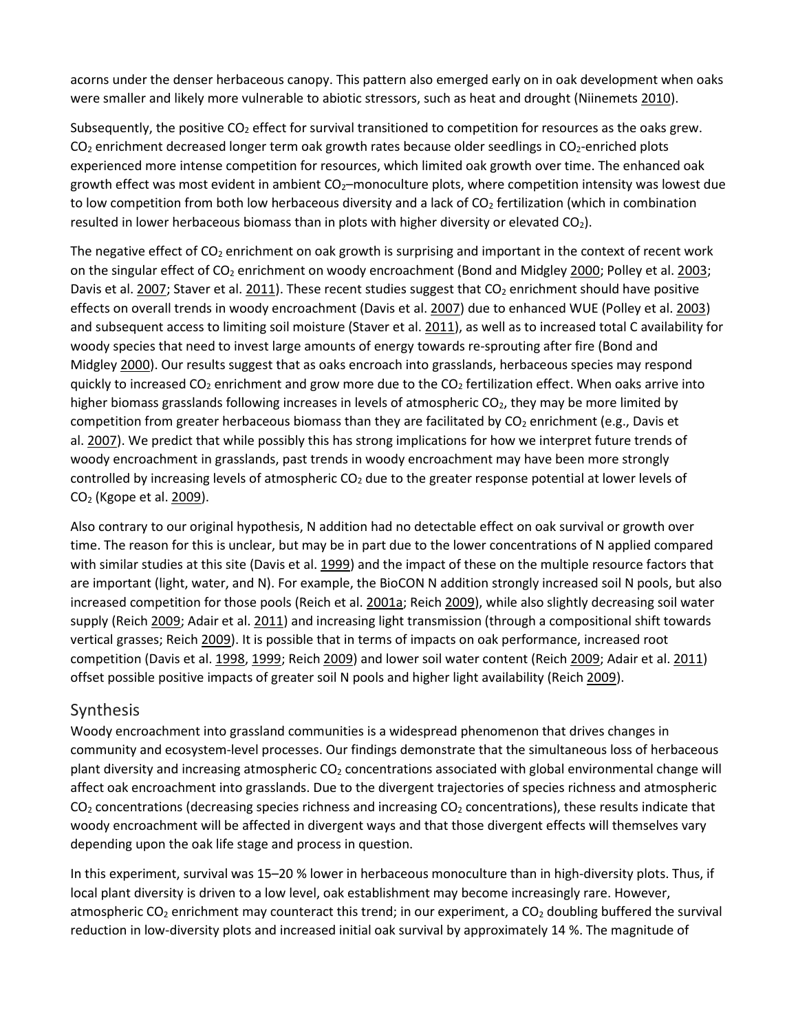acorns under the denser herbaceous canopy. This pattern also emerged early on in oak development when oaks were smaller and likely more vulnerable to abiotic stressors, such as heat and drought (Niinemets 2010).

Subsequently, the positive $CO_2$ effect for survival transitioned to competition for resources as the oaks grew. $CO_2$ enrichment decreased longer term oak growth rates because older seedlings in $CO_2$-enriched plots experienced more intense competition for resources, which limited oak growth over time. The enhanced oak growth effect was most evident in ambient $CO_2$–monoculture plots, where competition intensity was lowest due to low competition from both low herbaceous diversity and a lack of $CO_2$ fertilization (which in combination resulted in lower herbaceous biomass than in plots with higher diversity or elevated $CO_2$).

The negative effect of $CO_2$ enrichment on oak growth is surprising and important in the context of recent work on the singular effect of $CO_2$ enrichment on woody encroachment (Bond and Midgley 2000; Polley et al. 2003; Davis et al. 2007; Staver et al. 2011). These recent studies suggest that $CO_2$ enrichment should have positive effects on overall trends in woody encroachment (Davis et al. 2007) due to enhanced WUE (Polley et al. 2003) and subsequent access to limiting soil moisture (Staver et al. 2011), as well as to increased total C availability for woody species that need to invest large amounts of energy towards re-sprouting after fire (Bond and Midgley 2000). Our results suggest that as oaks encroach into grasslands, herbaceous species may respond quickly to increased $CO_2$ enrichment and grow more due to the $CO_2$ fertilization effect. When oaks arrive into higher biomass grasslands following increases in levels of atmospheric $CO_2$, they may be more limited by competition from greater herbaceous biomass than they are facilitated by $CO_2$ enrichment (e.g., Davis et al. 2007). We predict that while possibly this has strong implications for how we interpret future trends of woody encroachment in grasslands, past trends in woody encroachment may have been more strongly controlled by increasing levels of atmospheric $CO_2$ due to the greater response potential at lower levels of $CO_2$ (Kgope et al. 2009).

Also contrary to our original hypothesis, N addition had no detectable effect on oak survival or growth over time. The reason for this is unclear, but may be in part due to the lower concentrations of N applied compared with similar studies at this site (Davis et al. 1999) and the impact of these on the multiple resource factors that are important (light, water, and N). For example, the BioCON N addition strongly increased soil N pools, but also increased competition for those pools (Reich et al. 2001a; Reich 2009), while also slightly decreasing soil water supply (Reich 2009; Adair et al. 2011) and increasing light transmission (through a compositional shift towards vertical grasses; Reich 2009). It is possible that in terms of impacts on oak performance, increased root competition (Davis et al. 1998, 1999; Reich 2009) and lower soil water content (Reich 2009; Adair et al. 2011) offset possible positive impacts of greater soil N pools and higher light availability (Reich 2009).

## Synthesis

Woody encroachment into grassland communities is a widespread phenomenon that drives changes in community and ecosystem-level processes. Our findings demonstrate that the simultaneous loss of herbaceous plant diversity and increasing atmospheric $CO_2$ concentrations associated with global environmental change will affect oak encroachment into grasslands. Due to the divergent trajectories of species richness and atmospheric $CO_2$ concentrations (decreasing species richness and increasing $CO_2$ concentrations), these results indicate that woody encroachment will be affected in divergent ways and that those divergent effects will themselves vary depending upon the oak life stage and process in question.

In this experiment, survival was 15–20 % lower in herbaceous monoculture than in high-diversity plots. Thus, if local plant diversity is driven to a low level, oak establishment may become increasingly rare. However, atmospheric $CO_2$ enrichment may counteract this trend; in our experiment, a $CO_2$ doubling buffered the survival reduction in low-diversity plots and increased initial oak survival by approximately 14 %. The magnitude of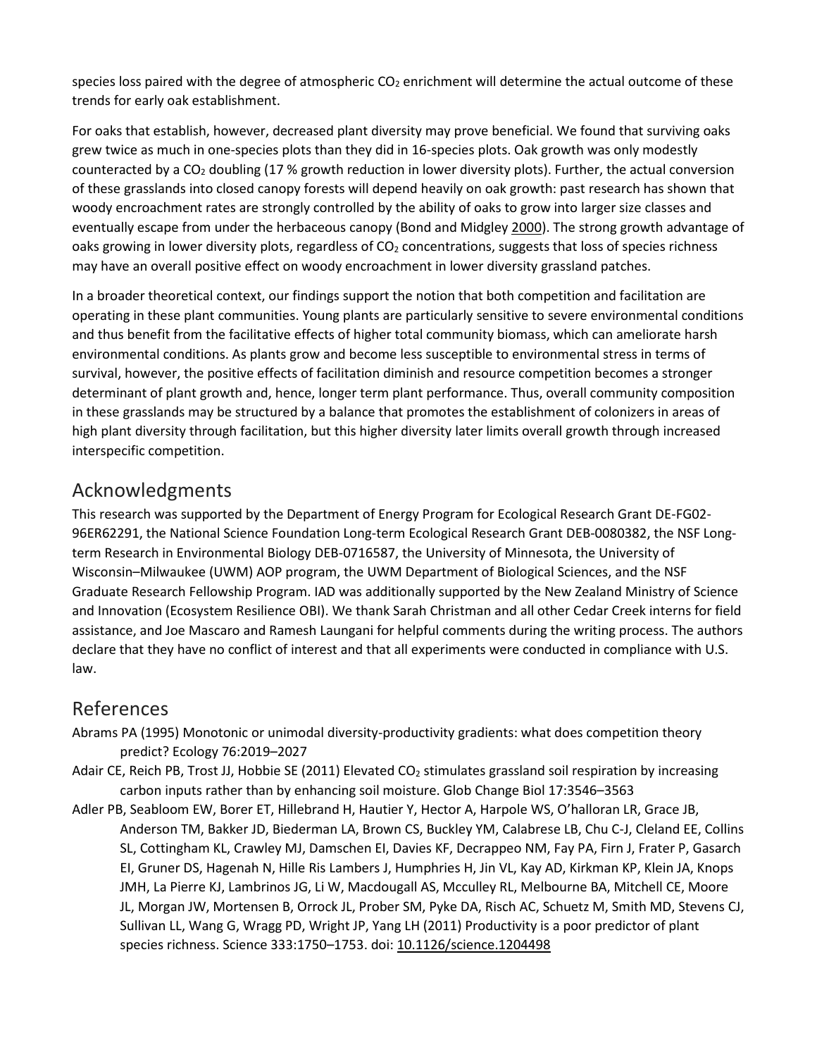species loss paired with the degree of atmospheric $CO_2$ enrichment will determine the actual outcome of these trends for early oak establishment.

For oaks that establish, however, decreased plant diversity may prove beneficial. We found that surviving oaks grew twice as much in one-species plots than they did in 16-species plots. Oak growth was only modestly counteracted by a $CO_2$ doubling (17 % growth reduction in lower diversity plots). Further, the actual conversion of these grasslands into closed canopy forests will depend heavily on oak growth: past research has shown that woody encroachment rates are strongly controlled by the ability of oaks to grow into larger size classes and eventually escape from under the herbaceous canopy (Bond and Midgley 2000). The strong growth advantage of oaks growing in lower diversity plots, regardless of $CO_2$ concentrations, suggests that loss of species richness may have an overall positive effect on woody encroachment in lower diversity grassland patches.

In a broader theoretical context, our findings support the notion that both competition and facilitation are operating in these plant communities. Young plants are particularly sensitive to severe environmental conditions and thus benefit from the facilitative effects of higher total community biomass, which can ameliorate harsh environmental conditions. As plants grow and become less susceptible to environmental stress in terms of survival, however, the positive effects of facilitation diminish and resource competition becomes a stronger determinant of plant growth and, hence, longer term plant performance. Thus, overall community composition in these grasslands may be structured by a balance that promotes the establishment of colonizers in areas of high plant diversity through facilitation, but this higher diversity later limits overall growth through increased interspecific competition.

## Acknowledgments

This research was supported by the Department of Energy Program for Ecological Research Grant DE-FG02-96ER62291, the National Science Foundation Long-term Ecological Research Grant DEB-0080382, the NSF Long-term Research in Environmental Biology DEB-0716587, the University of Minnesota, the University of Wisconsin–Milwaukee (UWM) AOP program, the UWM Department of Biological Sciences, and the NSF Graduate Research Fellowship Program. IAD was additionally supported by the New Zealand Ministry of Science and Innovation (Ecosystem Resilience OBI). We thank Sarah Christman and all other Cedar Creek interns for field assistance, and Joe Mascaro and Ramesh Laungani for helpful comments during the writing process. The authors declare that they have no conflict of interest and that all experiments were conducted in compliance with U.S. law.

## References

Abrams PA (1995) Monotonic or unimodal diversity-productivity gradients: what does competition theory predict? Ecology 76:2019–2027

Adair CE, Reich PB, Trost JJ, Hobbie SE (2011) Elevated $CO_2$ stimulates grassland soil respiration by increasing carbon inputs rather than by enhancing soil moisture. Glob Change Biol 17:3546–3563

Adler PB, Seabloom EW, Borer ET, Hillebrand H, Hautier Y, Hector A, Harpole WS, O'halloran LR, Grace JB, Anderson TM, Bakker JD, Biederman LA, Brown CS, Buckley YM, Calabrese LB, Chu C-J, Cleland EE, Collins SL, Cottingham KL, Crawley MJ, Damschen EI, Davies KF, Decrappeo NM, Fay PA, Firn J, Frater P, Gasarch EI, Gruner DS, Hagenah N, Hille Ris Lambers J, Humphries H, Jin VL, Kay AD, Kirkman KP, Klein JA, Knops JMH, La Pierre KJ, Lambrinos JG, Li W, Macdougall AS, Mcculley RL, Melbourne BA, Mitchell CE, Moore JL, Morgan JW, Mortensen B, Orrock JL, Prober SM, Pyke DA, Risch AC, Schuetz M, Smith MD, Stevens CJ, Sullivan LL, Wang G, Wragg PD, Wright JP, Yang LH (2011) Productivity is a poor predictor of plant species richness. Science 333:1750–1753. doi: 10.1126/science.1204498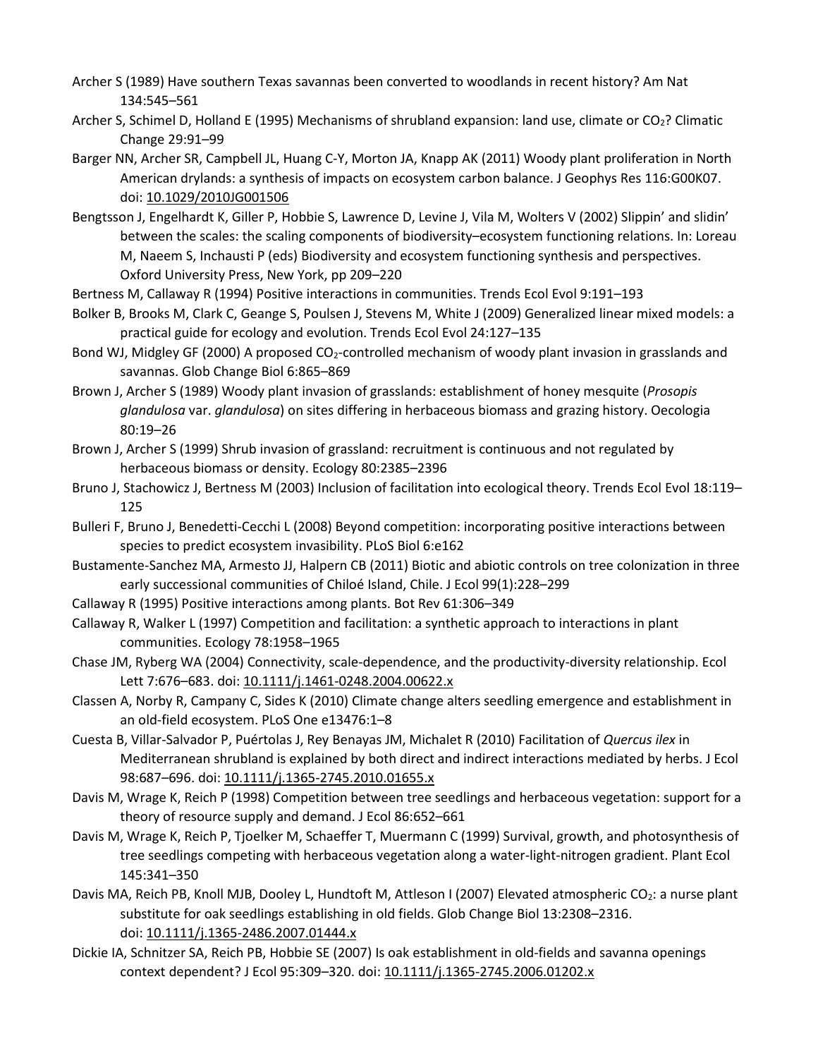Archer S (1989) Have southern Texas savannas been converted to woodlands in recent history? Am Nat 134:545–561

Archer S, Schimel D, Holland E (1995) Mechanisms of shrubland expansion: land use, climate or $CO_2$? Climatic Change 29:91–99

Barger NN, Archer SR, Campbell JL, Huang C-Y, Morton JA, Knapp AK (2011) Woody plant proliferation in North American drylands: a synthesis of impacts on ecosystem carbon balance. J Geophys Res 116:G00K07. doi: 10.1029/2010JG001506

Bengtsson J, Engelhardt K, Giller P, Hobbie S, Lawrence D, Levine J, Vila M, Wolters V (2002) Slippin' and slidin' between the scales: the scaling components of biodiversity–ecosystem functioning relations. In: Loreau M, Naeem S, Inchausti P (eds) Biodiversity and ecosystem functioning synthesis and perspectives. Oxford University Press, New York, pp 209–220

Bertness M, Callaway R (1994) Positive interactions in communities. Trends Ecol Evol 9:191–193

Bolker B, Brooks M, Clark C, Geange S, Poulsen J, Stevens M, White J (2009) Generalized linear mixed models: a practical guide for ecology and evolution. Trends Ecol Evol 24:127–135

Bond WJ, Midgley GF (2000) A proposed $CO_2$-controlled mechanism of woody plant invasion in grasslands and savannas. Glob Change Biol 6:865–869

Brown J, Archer S (1989) Woody plant invasion of grasslands: establishment of honey mesquite (*Prosopis glandulosa* var. *glandulosa*) on sites differing in herbaceous biomass and grazing history. Oecologia 80:19–26

Brown J, Archer S (1999) Shrub invasion of grassland: recruitment is continuous and not regulated by herbaceous biomass or density. Ecology 80:2385–2396

Bruno J, Stachowicz J, Bertness M (2003) Inclusion of facilitation into ecological theory. Trends Ecol Evol 18:119–125

Bulleri F, Bruno J, Benedetti-Cecchi L (2008) Beyond competition: incorporating positive interactions between species to predict ecosystem invasibility. PLoS Biol 6:e162

Bustamante-Sanchez MA, Armesto JJ, Halpern CB (2011) Biotic and abiotic controls on tree colonization in three early successional communities of Chiloé Island, Chile. J Ecol 99(1):228–299

Callaway R (1995) Positive interactions among plants. Bot Rev 61:306–349

Callaway R, Walker L (1997) Competition and facilitation: a synthetic approach to interactions in plant communities. Ecology 78:1958–1965

Chase JM, Ryberg WA (2004) Connectivity, scale-dependence, and the productivity-diversity relationship. Ecol Lett 7:676–683. doi: 10.1111/j.1461-0248.2004.00622.x

Classen A, Norby R, Campany C, Sides K (2010) Climate change alters seedling emergence and establishment in an old-field ecosystem. PLoS One e13476:1–8

Cuesta B, Villar-Salvador P, Puértolas J, Rey Benayas JM, Michalet R (2010) Facilitation of *Quercus ilex* in Mediterranean shrubland is explained by both direct and indirect interactions mediated by herbs. J Ecol 98:687–696. doi: 10.1111/j.1365-2745.2010.01655.x

Davis M, Wrage K, Reich P (1998) Competition between tree seedlings and herbaceous vegetation: support for a theory of resource supply and demand. J Ecol 86:652–661

Davis M, Wrage K, Reich P, Tjoelker M, Schaeffer T, Muermann C (1999) Survival, growth, and photosynthesis of tree seedlings competing with herbaceous vegetation along a water-light-nitrogen gradient. Plant Ecol 145:341–350

Davis MA, Reich PB, Knoll MJB, Dooley L, Hundtoft M, Attleson I (2007) Elevated atmospheric $CO_2$: a nurse plant substitute for oak seedlings establishing in old fields. Glob Change Biol 13:2308–2316. doi: 10.1111/j.1365-2486.2007.01444.x

Dickie IA, Schnitzer SA, Reich PB, Hobbie SE (2007) Is oak establishment in old-fields and savanna openings context dependent? J Ecol 95:309–320. doi: 10.1111/j.1365-2745.2006.01202.x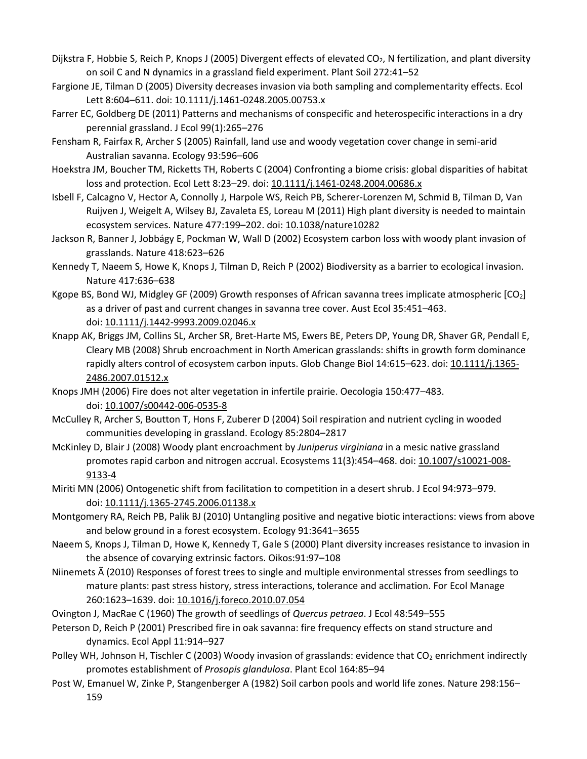Dijkstra F, Hobbie S, Reich P, Knops J (2005) Divergent effects of elevated $CO_2$, N fertilization, and plant diversity on soil C and N dynamics in a grassland field experiment. Plant Soil 272:41–52

Fargione JE, Tilman D (2005) Diversity decreases invasion via both sampling and complementarity effects. Ecol Lett 8:604–611. doi: 10.1111/j.1461-0248.2005.00753.x

Farrer EC, Goldberg DE (2011) Patterns and mechanisms of conspecific and heterospecific interactions in a dry perennial grassland. J Ecol 99(1):265–276

Fensham R, Fairfax R, Archer S (2005) Rainfall, land use and woody vegetation cover change in semi-arid Australian savanna. Ecology 93:596–606

Hoekstra JM, Boucher TM, Ricketts TH, Roberts C (2004) Confronting a biome crisis: global disparities of habitat loss and protection. Ecol Lett 8:23–29. doi: 10.1111/j.1461-0248.2004.00686.x

Isbell F, Calcagno V, Hector A, Connolly J, Harpole WS, Reich PB, Scherer-Lorenzen M, Schmid B, Tilman D, Van Ruijven J, Weigelt A, Wilsey BJ, Zavaleta ES, Loreau M (2011) High plant diversity is needed to maintain ecosystem services. Nature 477:199–202. doi: 10.1038/nature10282

Jackson R, Banner J, Jobbágy E, Pockman W, Wall D (2002) Ecosystem carbon loss with woody plant invasion of grasslands. Nature 418:623–626

Kennedy T, Naeem S, Howe K, Knops J, Tilman D, Reich P (2002) Biodiversity as a barrier to ecological invasion. Nature 417:636–638

Kgope BS, Bond WJ, Midgley GF (2009) Growth responses of African savanna trees implicate atmospheric [$CO_2$] as a driver of past and current changes in savanna tree cover. Aust Ecol 35:451–463. doi: 10.1111/j.1442-9993.2009.02046.x

Knapp AK, Briggs JM, Collins SL, Archer SR, Bret-Harte MS, Ewers BE, Peters DP, Young DR, Shaver GR, Pendall E, Cleary MB (2008) Shrub encroachment in North American grasslands: shifts in growth form dominance rapidly alters control of ecosystem carbon inputs. Glob Change Biol 14:615–623. doi: 10.1111/j.1365-2486.2007.01512.x

Knops JMH (2006) Fire does not alter vegetation in infertile prairie. Oecologia 150:477–483. doi: 10.1007/s00442-006-0535-8

McCulley R, Archer S, Boutton T, Hons F, Zuberer D (2004) Soil respiration and nutrient cycling in wooded communities developing in grassland. Ecology 85:2804–2817

McKinley D, Blair J (2008) Woody plant encroachment by *Juniperus virginiana* in a mesic native grassland promotes rapid carbon and nitrogen accrual. Ecosystems 11(3):454–468. doi: 10.1007/s10021-008-9133-4

Miriti MN (2006) Ontogenetic shift from facilitation to competition in a desert shrub. J Ecol 94:973–979. doi: 10.1111/j.1365-2745.2006.01138.x

Montgomery RA, Reich PB, Palik BJ (2010) Untangling positive and negative biotic interactions: views from above and below ground in a forest ecosystem. Ecology 91:3641–3655

Naeem S, Knops J, Tilman D, Howe K, Kennedy T, Gale S (2000) Plant diversity increases resistance to invasion in the absence of covarying extrinsic factors. Oikos:91:97–108

Niinemets Ã (2010) Responses of forest trees to single and multiple environmental stresses from seedlings to mature plants: past stress history, stress interactions, tolerance and acclimation. For Ecol Manage 260:1623–1639. doi: 10.1016/j.foreco.2010.07.054

Ovington J, MacRae C (1960) The growth of seedlings of *Quercus petraea*. J Ecol 48:549–555

Peterson D, Reich P (2001) Prescribed fire in oak savanna: fire frequency effects on stand structure and dynamics. Ecol Appl 11:914–927

Polley WH, Johnson H, Tischler C (2003) Woody invasion of grasslands: evidence that $CO_2$ enrichment indirectly promotes establishment of *Prosopis glandulosa*. Plant Ecol 164:85–94

Post W, Emanuel W, Zinke P, Stangenberger A (1982) Soil carbon pools and world life zones. Nature 298:156–159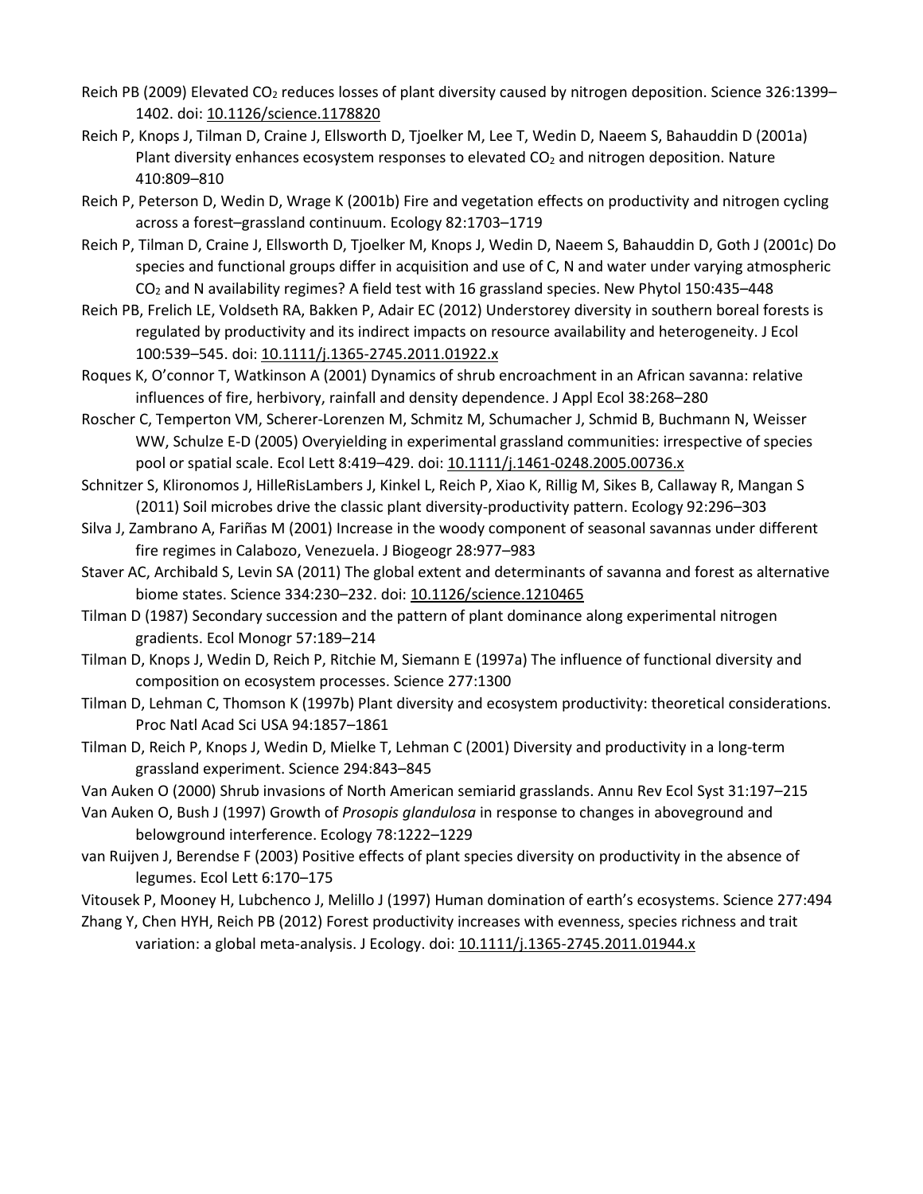Reich PB (2009) Elevated $CO_2$ reduces losses of plant diversity caused by nitrogen deposition. Science 326:1399–1402. doi: 10.1126/science.1178820

Reich P, Knops J, Tilman D, Craine J, Ellsworth D, Tjoelker M, Lee T, Wedin D, Naeem S, Bahauddin D (2001a) Plant diversity enhances ecosystem responses to elevated $CO_2$ and nitrogen deposition. Nature 410:809–810

Reich P, Peterson D, Wedin D, Wrage K (2001b) Fire and vegetation effects on productivity and nitrogen cycling across a forest–grassland continuum. Ecology 82:1703–1719

Reich P, Tilman D, Craine J, Ellsworth D, Tjoelker M, Knops J, Wedin D, Naeem S, Bahauddin D, Goth J (2001c) Do species and functional groups differ in acquisition and use of C, N and water under varying atmospheric $CO_2$ and N availability regimes? A field test with 16 grassland species. New Phytol 150:435–448

Reich PB, Frelich LE, Voldseth RA, Bakken P, Adair EC (2012) Understorey diversity in southern boreal forests is regulated by productivity and its indirect impacts on resource availability and heterogeneity. J Ecol 100:539–545. doi: 10.1111/j.1365-2745.2011.01922.x

Roques K, O'connor T, Watkinson A (2001) Dynamics of shrub encroachment in an African savanna: relative influences of fire, herbivory, rainfall and density dependence. J Appl Ecol 38:268–280

Roscher C, Temperton VM, Scherer-Lorenzen M, Schmitz M, Schumacher J, Schmid B, Buchmann N, Weisser WW, Schulze E-D (2005) Overyielding in experimental grassland communities: irrespective of species pool or spatial scale. Ecol Lett 8:419–429. doi: 10.1111/j.1461-0248.2005.00736.x

Schnitzer S, Klironomos J, HilleRisLambers J, Kinkel L, Reich P, Xiao K, Rillig M, Sikes B, Callaway R, Mangan S (2011) Soil microbes drive the classic plant diversity-productivity pattern. Ecology 92:296–303

Silva J, Zambrano A, Fariñas M (2001) Increase in the woody component of seasonal savannas under different fire regimes in Calabozo, Venezuela. J Biogeogr 28:977–983

Staver AC, Archibald S, Levin SA (2011) The global extent and determinants of savanna and forest as alternative biome states. Science 334:230–232. doi: 10.1126/science.1210465

Tilman D (1987) Secondary succession and the pattern of plant dominance along experimental nitrogen gradients. Ecol Monogr 57:189–214

Tilman D, Knops J, Wedin D, Reich P, Ritchie M, Siemann E (1997a) The influence of functional diversity and composition on ecosystem processes. Science 277:1300

Tilman D, Lehman C, Thomson K (1997b) Plant diversity and ecosystem productivity: theoretical considerations. Proc Natl Acad Sci USA 94:1857–1861

Tilman D, Reich P, Knops J, Wedin D, Mielke T, Lehman C (2001) Diversity and productivity in a long-term grassland experiment. Science 294:843–845

Van Auken O (2000) Shrub invasions of North American semiarid grasslands. Annu Rev Ecol Syst 31:197–215

Van Auken O, Bush J (1997) Growth of *Prosopis glandulosa* in response to changes in aboveground and belowground interference. Ecology 78:1222–1229

van Ruijven J, Berendse F (2003) Positive effects of plant species diversity on productivity in the absence of legumes. Ecol Lett 6:170–175

Vitousek P, Mooney H, Lubchenco J, Melillo J (1997) Human domination of earth's ecosystems. Science 277:494

Zhang Y, Chen HYH, Reich PB (2012) Forest productivity increases with evenness, species richness and trait variation: a global meta-analysis. J Ecology. doi: 10.1111/j.1365-2745.2011.01944.x